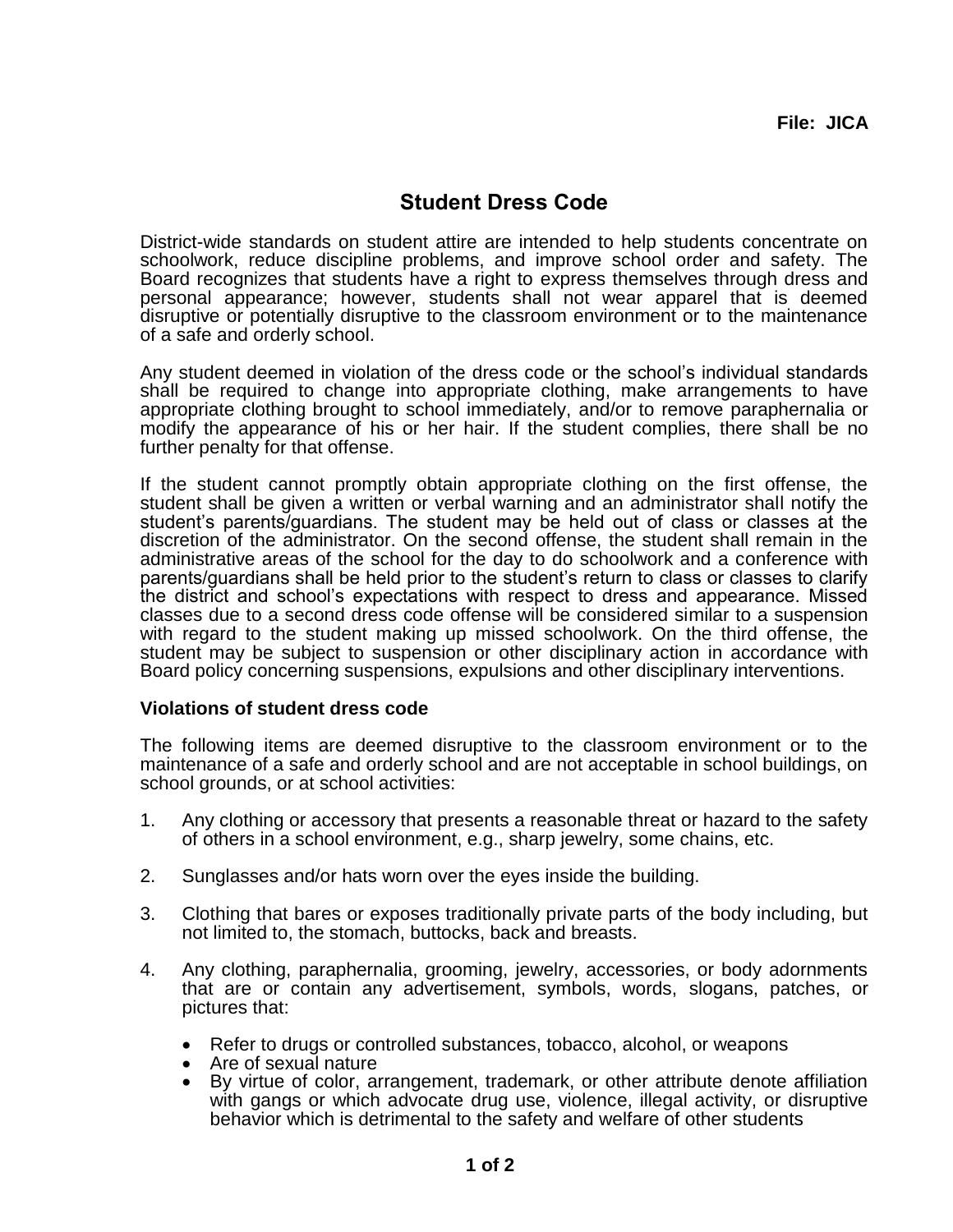File: JICA

# Student Dress Code

District-wide standards on student attire are intended to help students concentrate on schoolwork, reduce discipline problems, and improve school order and safety. The Board recognizes that students have a right to express themselves through dress and personal appearance; however, students shall not wear apparel that is deemed disruptive or potentially disruptive to the classroom environment or to the maintenance of a safe and orderly school.

Any student deemed in violation of the dress code or the school's individual standards shall be required to change into appropriate clothing, make arrangements to have appropriate clothing brought to school immediately, and/or to remove paraphernalia or modify the appearance of his or her hair. If the student complies, there shall be no further penalty for that offense.

If the student cannot promptly obtain appropriate clothing on the first offense, the student shall be given a written or verbal warning and an administrator shall notify the student's parents/guardians. The student may be held out of class or classes at the discretion of the administrator. On the second offense, the student shall remain in the administrative areas of the school for the day to do schoolwork and a conference with parents/guardians shall be held prior to the student's return to class or classes to clarify the district and school's expectations with respect to dress and appearance. Missed classes due to a second dress code offense will be considered similar to a suspension with regard to the student making up missed schoolwork. On the third offense, the student may be subject to suspension or other disciplinary action in accordance with Board policy concerning suspensions, expulsions and other disciplinary interventions.

**Violations of student dress code**

The following items are deemed disruptive to the classroom environment or to the maintenance of a safe and orderly school and are not acceptable in school buildings, on school grounds, or at school activities:

1. Any clothing or accessory that presents a reasonable threat or hazard to the safety of others in a school environment, e.g., sharp jewelry, some chains, etc.

2. Sunglasses and/or hats worn over the eyes inside the building.

3. Clothing that bares or exposes traditionally private parts of the body including, but not limited to, the stomach, buttocks, back and breasts.

4. Any clothing, paraphernalia, grooming, jewelry, accessories, or body adornments that are or contain any advertisement, symbols, words, slogans, patches, or pictures that:

    - Refer to drugs or controlled substances, tobacco, alcohol, or weapons
    - Are of sexual nature
    - By virtue of color, arrangement, trademark, or other attribute denote affiliation with gangs or which advocate drug use, violence, illegal activity, or disruptive behavior which is detrimental to the safety and welfare of other students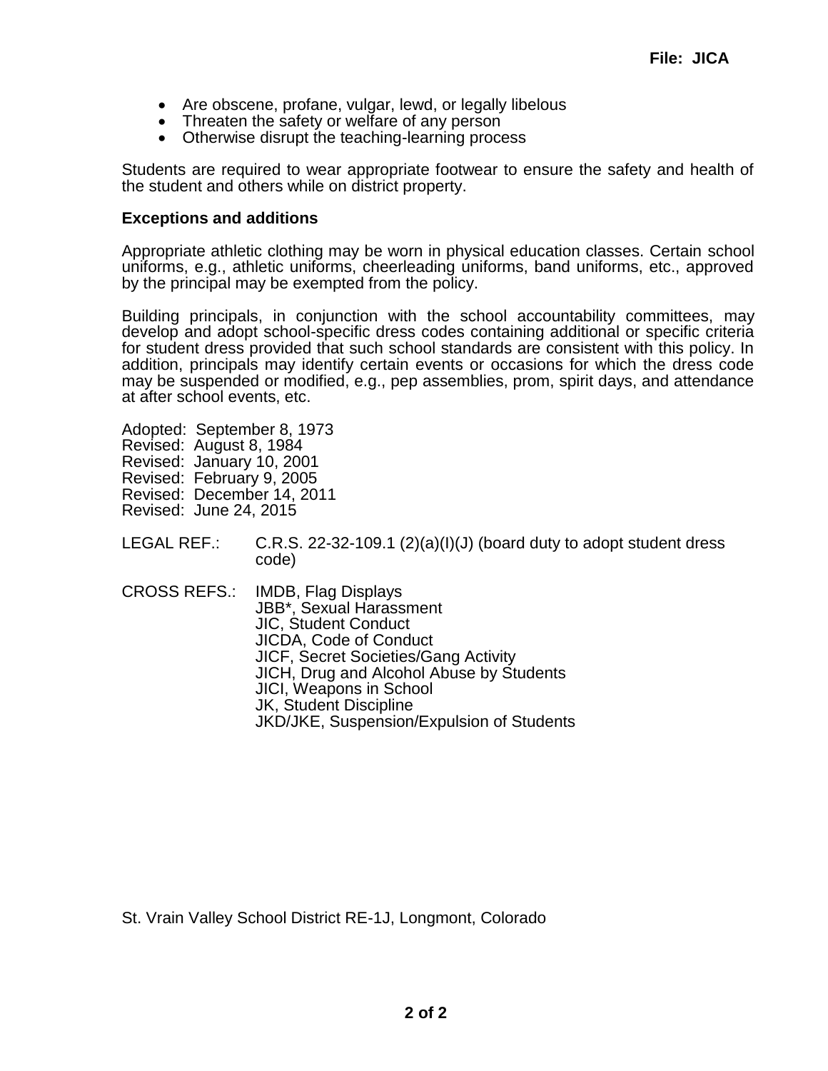- Are obscene, profane, vulgar, lewd, or legally libelous
- Threaten the safety or welfare of any person
- Otherwise disrupt the teaching-learning process

Students are required to wear appropriate footwear to ensure the safety and health of the student and others while on district property.

**Exceptions and additions**

Appropriate athletic clothing may be worn in physical education classes. Certain school uniforms, e.g., athletic uniforms, cheerleading uniforms, band uniforms, etc., approved by the principal may be exempted from the policy.

Building principals, in conjunction with the school accountability committees, may develop and adopt school-specific dress codes containing additional or specific criteria for student dress provided that such school standards are consistent with this policy. In addition, principals may identify certain events or occasions for which the dress code may be suspended or modified, e.g., pep assemblies, prom, spirit days, and attendance at after school events, etc.

Adopted: September 8, 1973
Revised: August 8, 1984
Revised: January 10, 2001
Revised: February 9, 2005
Revised: December 14, 2011
Revised: June 24, 2015

LEGAL REF.: C.R.S. 22-32-109.1 (2)(a)(I)(J) (board duty to adopt student dress code)

CROSS REFS.:
IMDB, Flag Displays
JBB*, Sexual Harassment
JIC, Student Conduct
JICDA, Code of Conduct
JICF, Secret Societies/Gang Activity
JICH, Drug and Alcohol Abuse by Students
JICI, Weapons in School
JK, Student Discipline
JKD/JKE, Suspension/Expulsion of Students

St. Vrain Valley School District RE-1J, Longmont, Colorado